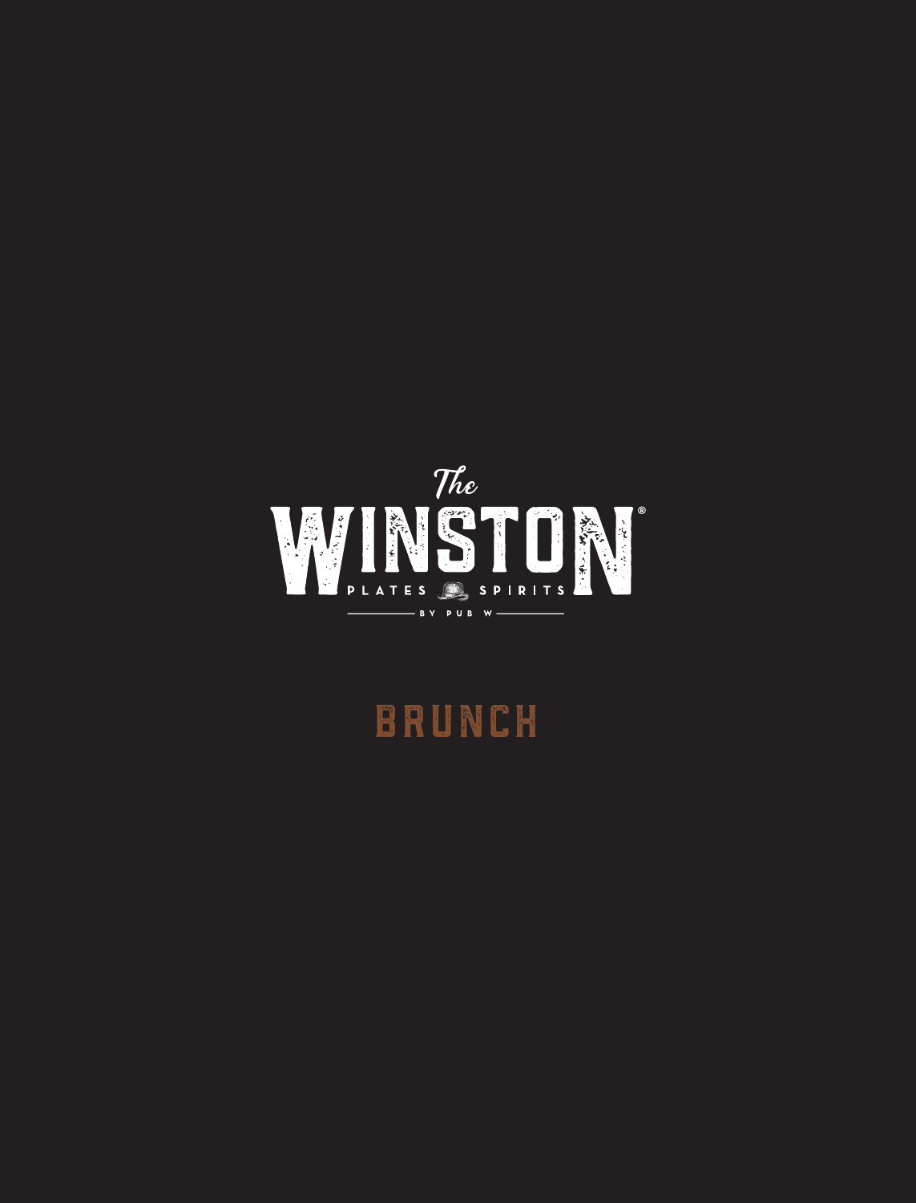*The*

# WINSTON®

PLATES SPIRITS

BY PUB W

## BRUNCH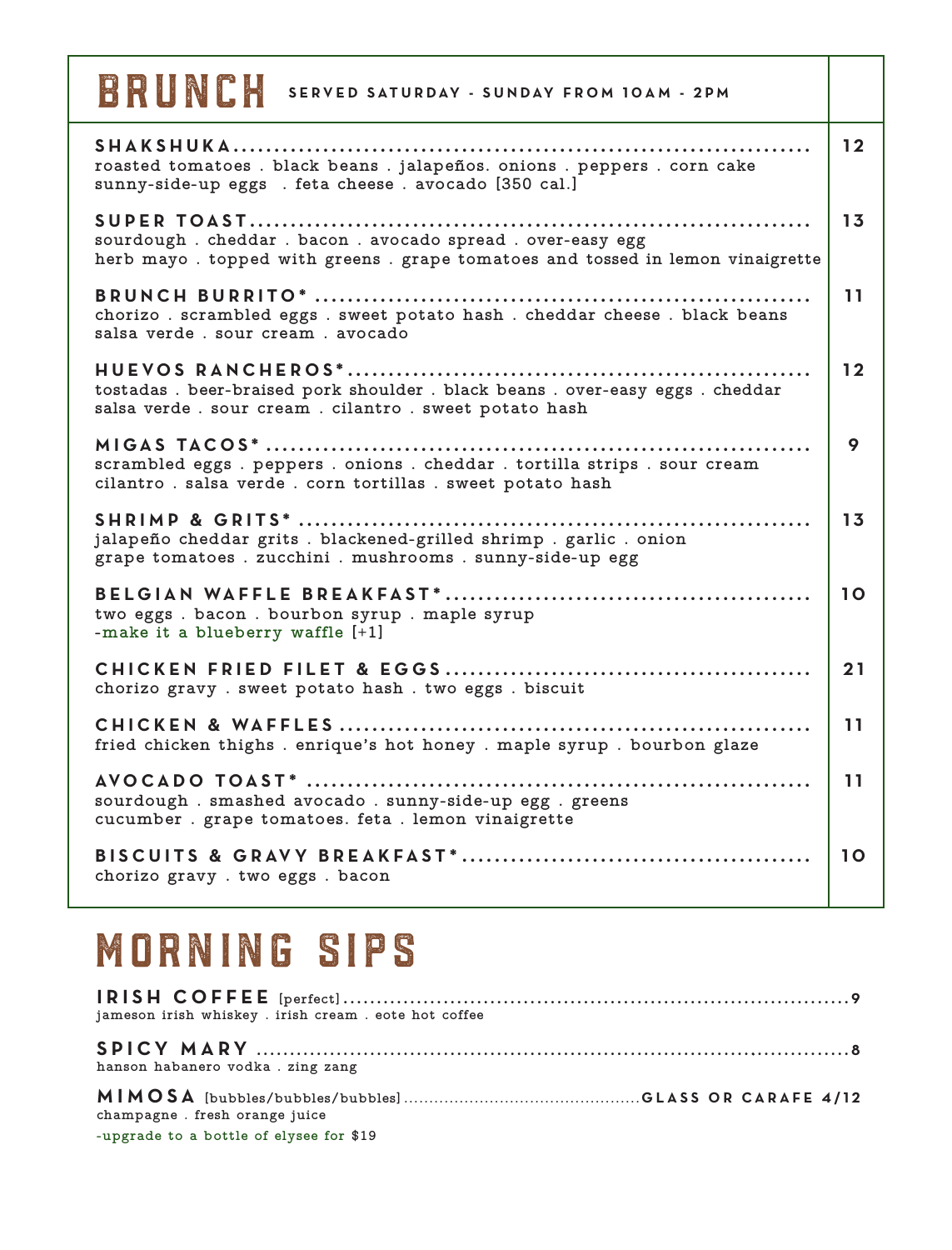# BRUNCH

SERVED SATURDAY - SUNDAY FROM 10AM - 2PM

**SHAKSHUKA** ........ 12
roasted tomatoes . black beans . jalapeños. onions . peppers . corn cake
sunny-side-up eggs . feta cheese . avocado [350 cal.]

**SUPER TOAST** ........ 13
sourdough . cheddar . bacon . avocado spread . over-easy egg
herb mayo . topped with greens . grape tomatoes and tossed in lemon vinaigrette

**BRUNCH BURRITO*** ........ 11
chorizo . scrambled eggs . sweet potato hash . cheddar cheese . black beans
salsa verde . sour cream . avocado

**HUEVOS RANCHEROS*** ........ 12
tostadas . beer-braised pork shoulder . black beans . over-easy eggs . cheddar
salsa verde . sour cream . cilantro . sweet potato hash

**MIGAS TACOS*** ........ 9
scrambled eggs . peppers . onions . cheddar . tortilla strips . sour cream
cilantro . salsa verde . corn tortillas . sweet potato hash

**SHRIMP & GRITS*** ........ 13
jalapeño cheddar grits . blackened-grilled shrimp . garlic . onion
grape tomatoes . zucchini . mushrooms . sunny-side-up egg

**BELGIAN WAFFLE BREAKFAST*** ........ 10
two eggs . bacon . bourbon syrup . maple syrup
-make it a blueberry waffle [+1]

**CHICKEN FRIED FILET & EGGS** ........ 21
chorizo gravy . sweet potato hash . two eggs . biscuit

**CHICKEN & WAFFLES** ........ 11
fried chicken thighs . enrique's hot honey . maple syrup . bourbon glaze

**AVOCADO TOAST*** ........ 11
sourdough . smashed avocado . sunny-side-up egg . greens
cucumber . grape tomatoes. feta . lemon vinaigrette

**BISCUITS & GRAVY BREAKFAST*** ........ 10
chorizo gravy . two eggs . bacon

# MORNING SIPS

**IRISH COFFEE** [perfect] ........ 9
jameson irish whiskey . irish cream . eote hot coffee

**SPICY MARY** ........ 8
hanson habanero vodka . zing zang

**MIMOSA** [bubbles/bubbles/bubbles] ........ GLASS OR CARAFE 4/12
champagne . fresh orange juice
-upgrade to a bottle of elysee for $19